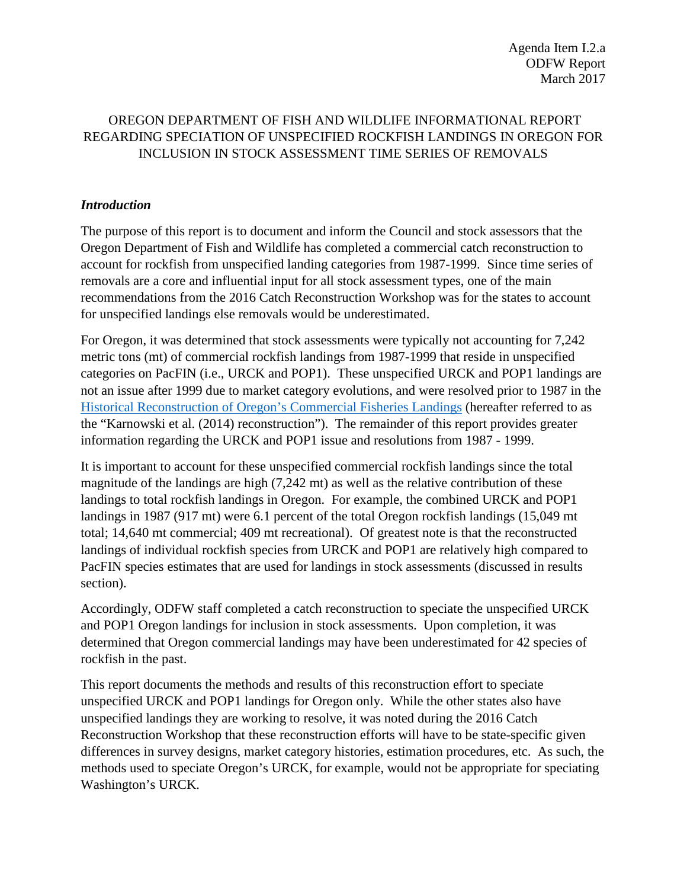Agenda Item I.2.a
ODFW Report
March 2017

OREGON DEPARTMENT OF FISH AND WILDLIFE INFORMATIONAL REPORT REGARDING SPECIATION OF UNSPECIFIED ROCKFISH LANDINGS IN OREGON FOR INCLUSION IN STOCK ASSESSMENT TIME SERIES OF REMOVALS

### *Introduction*

The purpose of this report is to document and inform the Council and stock assessors that the Oregon Department of Fish and Wildlife has completed a commercial catch reconstruction to account for rockfish from unspecified landing categories from 1987-1999. Since time series of removals are a core and influential input for all stock assessment types, one of the main recommendations from the 2016 Catch Reconstruction Workshop was for the states to account for unspecified landings else removals would be underestimated.

For Oregon, it was determined that stock assessments were typically not accounting for 7,242 metric tons (mt) of commercial rockfish landings from 1987-1999 that reside in unspecified categories on PacFIN (i.e., URCK and POP1). These unspecified URCK and POP1 landings are not an issue after 1999 due to market category evolutions, and were resolved prior to 1987 in the Historical Reconstruction of Oregon's Commercial Fisheries Landings (hereafter referred to as the "Karnowski et al. (2014) reconstruction"). The remainder of this report provides greater information regarding the URCK and POP1 issue and resolutions from 1987 - 1999.

It is important to account for these unspecified commercial rockfish landings since the total magnitude of the landings are high (7,242 mt) as well as the relative contribution of these landings to total rockfish landings in Oregon. For example, the combined URCK and POP1 landings in 1987 (917 mt) were 6.1 percent of the total Oregon rockfish landings (15,049 mt total; 14,640 mt commercial; 409 mt recreational). Of greatest note is that the reconstructed landings of individual rockfish species from URCK and POP1 are relatively high compared to PacFIN species estimates that are used for landings in stock assessments (discussed in results section).

Accordingly, ODFW staff completed a catch reconstruction to speciate the unspecified URCK and POP1 Oregon landings for inclusion in stock assessments. Upon completion, it was determined that Oregon commercial landings may have been underestimated for 42 species of rockfish in the past.

This report documents the methods and results of this reconstruction effort to speciate unspecified URCK and POP1 landings for Oregon only. While the other states also have unspecified landings they are working to resolve, it was noted during the 2016 Catch Reconstruction Workshop that these reconstruction efforts will have to be state-specific given differences in survey designs, market category histories, estimation procedures, etc. As such, the methods used to speciate Oregon's URCK, for example, would not be appropriate for speciating Washington's URCK.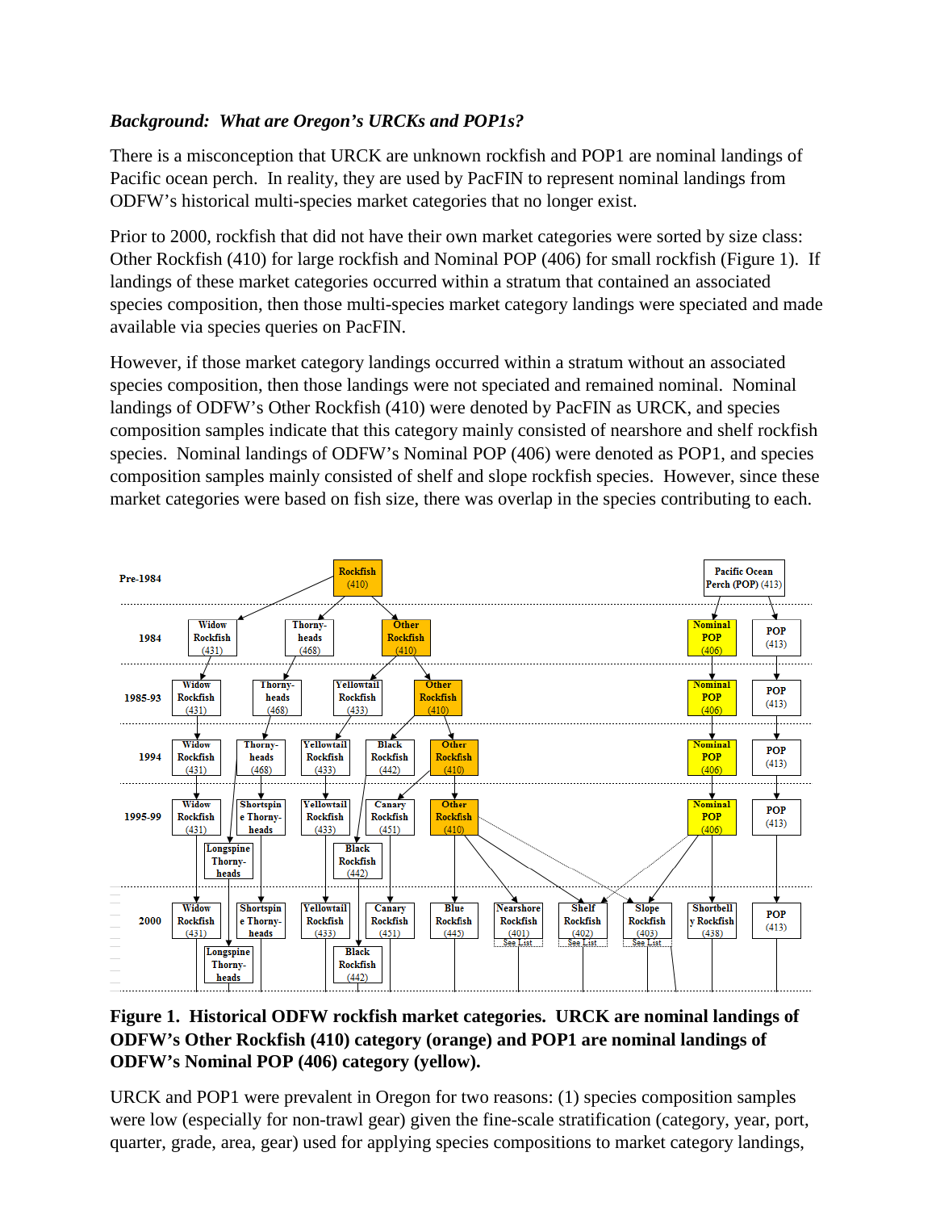***Background: What are Oregon's URCKs and POP1s?***

There is a misconception that URCK are unknown rockfish and POP1 are nominal landings of Pacific ocean perch. In reality, they are used by PacFIN to represent nominal landings from ODFW's historical multi-species market categories that no longer exist.

Prior to 2000, rockfish that did not have their own market categories were sorted by size class: Other Rockfish (410) for large rockfish and Nominal POP (406) for small rockfish (Figure 1). If landings of these market categories occurred within a stratum that contained an associated species composition, then those multi-species market category landings were speciated and made available via species queries on PacFIN.

However, if those market category landings occurred within a stratum without an associated species composition, then those landings were not speciated and remained nominal. Nominal landings of ODFW's Other Rockfish (410) were denoted by PacFIN as URCK, and species composition samples indicate that this category mainly consisted of nearshore and shelf rockfish species. Nominal landings of ODFW's Nominal POP (406) were denoted as POP1, and species composition samples mainly consisted of shelf and slope rockfish species. However, since these market categories were based on fish size, there was overlap in the species contributing to each.

**Figure 1. Historical ODFW rockfish market categories. URCK are nominal landings of ODFW's Other Rockfish (410) category (orange) and POP1 are nominal landings of ODFW's Nominal POP (406) category (yellow).**

URCK and POP1 were prevalent in Oregon for two reasons: (1) species composition samples were low (especially for non-trawl gear) given the fine-scale stratification (category, year, port, quarter, grade, area, gear) used for applying species compositions to market category landings,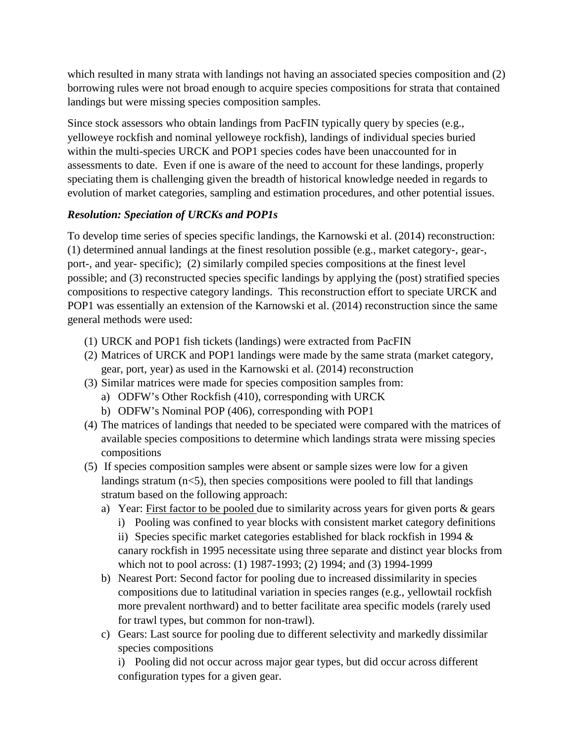which resulted in many strata with landings not having an associated species composition and (2) borrowing rules were not broad enough to acquire species compositions for strata that contained landings but were missing species composition samples.

Since stock assessors who obtain landings from PacFIN typically query by species (e.g., yelloweye rockfish and nominal yelloweye rockfish), landings of individual species buried within the multi-species URCK and POP1 species codes have been unaccounted for in assessments to date. Even if one is aware of the need to account for these landings, properly speciating them is challenging given the breadth of historical knowledge needed in regards to evolution of market categories, sampling and estimation procedures, and other potential issues.

### *Resolution: Speciation of URCKs and POP1s*

To develop time series of species specific landings, the Karnowski et al. (2014) reconstruction: (1) determined annual landings at the finest resolution possible (e.g., market category-, gear-, port-, and year- specific); (2) similarly compiled species compositions at the finest level possible; and (3) reconstructed species specific landings by applying the (post) stratified species compositions to respective category landings. This reconstruction effort to speciate URCK and POP1 was essentially an extension of the Karnowski et al. (2014) reconstruction since the same general methods were used:

1. URCK and POP1 fish tickets (landings) were extracted from PacFIN
2. Matrices of URCK and POP1 landings were made by the same strata (market category, gear, port, year) as used in the Karnowski et al. (2014) reconstruction
3. Similar matrices were made for species composition samples from:
   a) ODFW's Other Rockfish (410), corresponding with URCK
   b) ODFW's Nominal POP (406), corresponding with POP1
4. The matrices of landings that needed to be speciated were compared with the matrices of available species compositions to determine which landings strata were missing species compositions
5. If species composition samples were absent or sample sizes were low for a given landings stratum (n<5), then species compositions were pooled to fill that landings stratum based on the following approach:
   a) Year: First factor to be pooled due to similarity across years for given ports & gears
      i) Pooling was confined to year blocks with consistent market category definitions
      ii) Species specific market categories established for black rockfish in 1994 & canary rockfish in 1995 necessitate using three separate and distinct year blocks from which not to pool across: (1) 1987-1993; (2) 1994; and (3) 1994-1999
   b) Nearest Port: Second factor for pooling due to increased dissimilarity in species compositions due to latitudinal variation in species ranges (e.g., yellowtail rockfish more prevalent northward) and to better facilitate area specific models (rarely used for trawl types, but common for non-trawl).
   c) Gears: Last source for pooling due to different selectivity and markedly dissimilar species compositions
      i) Pooling did not occur across major gear types, but did occur across different configuration types for a given gear.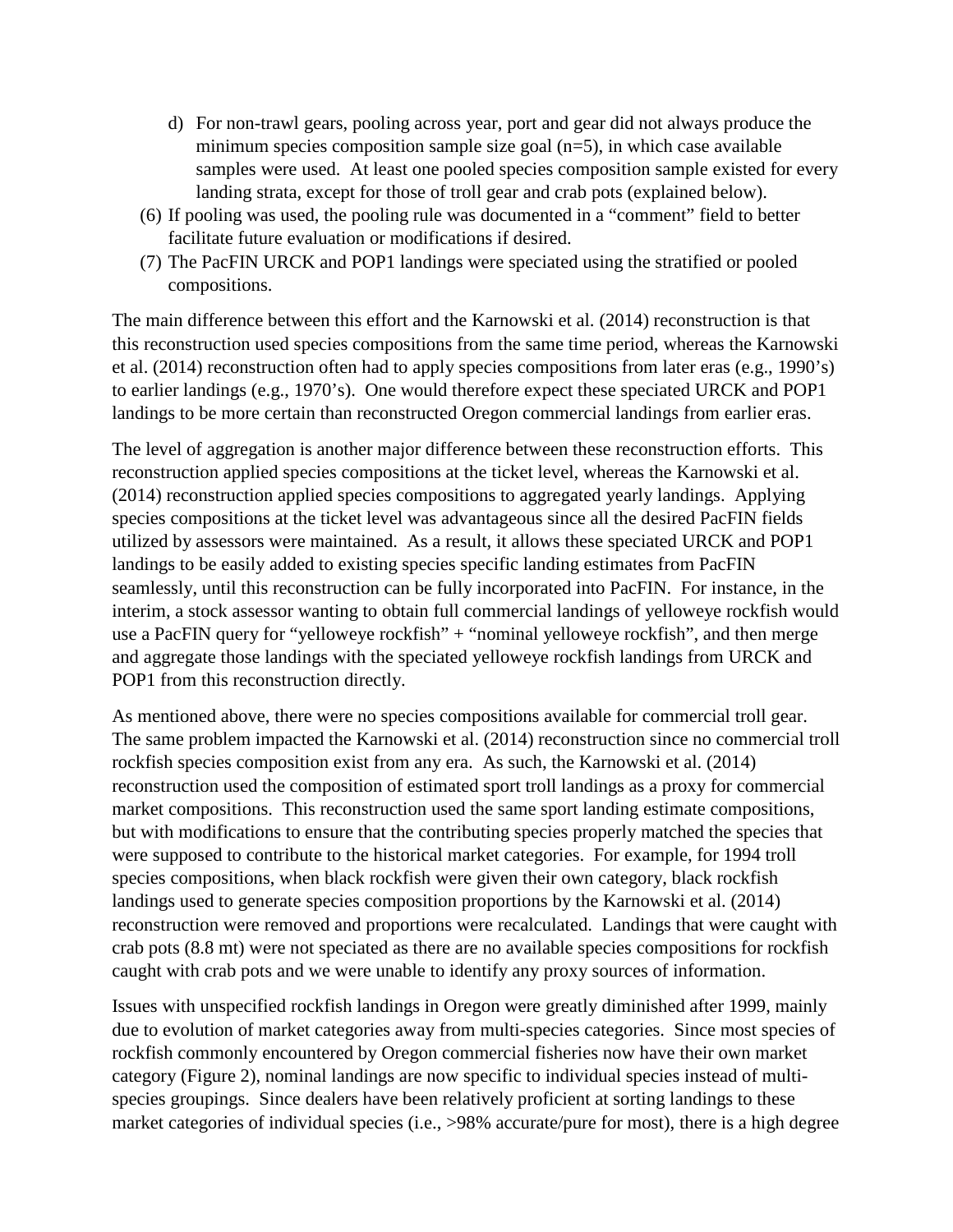d) For non-trawl gears, pooling across year, port and gear did not always produce the minimum species composition sample size goal (n=5), in which case available samples were used. At least one pooled species composition sample existed for every landing strata, except for those of troll gear and crab pots (explained below).

(6) If pooling was used, the pooling rule was documented in a "comment" field to better facilitate future evaluation or modifications if desired.

(7) The PacFIN URCK and POP1 landings were speciated using the stratified or pooled compositions.

The main difference between this effort and the Karnowski et al. (2014) reconstruction is that this reconstruction used species compositions from the same time period, whereas the Karnowski et al. (2014) reconstruction often had to apply species compositions from later eras (e.g., 1990's) to earlier landings (e.g., 1970's). One would therefore expect these speciated URCK and POP1 landings to be more certain than reconstructed Oregon commercial landings from earlier eras.

The level of aggregation is another major difference between these reconstruction efforts. This reconstruction applied species compositions at the ticket level, whereas the Karnowski et al. (2014) reconstruction applied species compositions to aggregated yearly landings. Applying species compositions at the ticket level was advantageous since all the desired PacFIN fields utilized by assessors were maintained. As a result, it allows these speciated URCK and POP1 landings to be easily added to existing species specific landing estimates from PacFIN seamlessly, until this reconstruction can be fully incorporated into PacFIN. For instance, in the interim, a stock assessor wanting to obtain full commercial landings of yelloweye rockfish would use a PacFIN query for "yelloweye rockfish" + "nominal yelloweye rockfish", and then merge and aggregate those landings with the speciated yelloweye rockfish landings from URCK and POP1 from this reconstruction directly.

As mentioned above, there were no species compositions available for commercial troll gear. The same problem impacted the Karnowski et al. (2014) reconstruction since no commercial troll rockfish species composition exist from any era. As such, the Karnowski et al. (2014) reconstruction used the composition of estimated sport troll landings as a proxy for commercial market compositions. This reconstruction used the same sport landing estimate compositions, but with modifications to ensure that the contributing species properly matched the species that were supposed to contribute to the historical market categories. For example, for 1994 troll species compositions, when black rockfish were given their own category, black rockfish landings used to generate species composition proportions by the Karnowski et al. (2014) reconstruction were removed and proportions were recalculated. Landings that were caught with crab pots (8.8 mt) were not speciated as there are no available species compositions for rockfish caught with crab pots and we were unable to identify any proxy sources of information.

Issues with unspecified rockfish landings in Oregon were greatly diminished after 1999, mainly due to evolution of market categories away from multi-species categories. Since most species of rockfish commonly encountered by Oregon commercial fisheries now have their own market category (Figure 2), nominal landings are now specific to individual species instead of multi-species groupings. Since dealers have been relatively proficient at sorting landings to these market categories of individual species (i.e., >98% accurate/pure for most), there is a high degree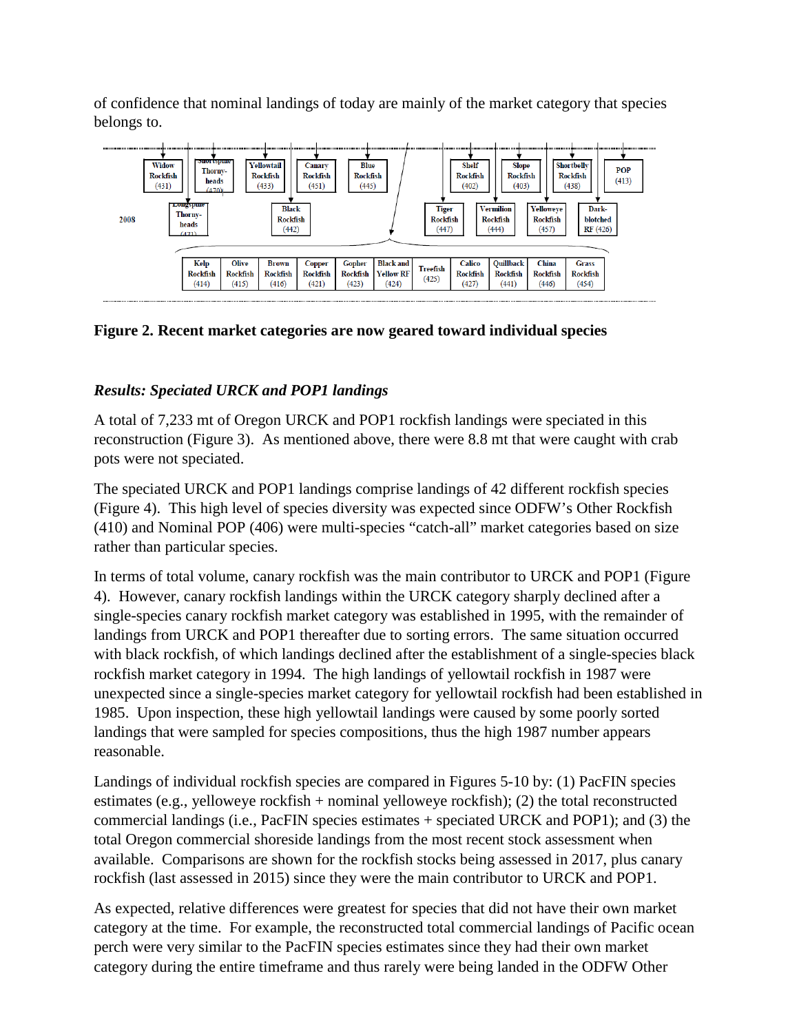of confidence that nominal landings of today are mainly of the market category that species belongs to.

2008

| Widow Rockfish (431) | Shortspine Thornyheads (470) | Yellowtail Rockfish (433) | Canary Rockfish (451) | Blue Rockfish (445) | Shelf Rockfish (402) | Slope Rockfish (403) | Shortbelly Rockfish (438) | POP (413) |
|---|---|---|---|---|---|---|---|---|

| Longspine Thornyheads (471) | Black Rockfish (442) | Tiger Rockfish (447) | Vermilion Rockfish (444) | Yelloweye Rockfish (457) | Darkblotched RF (426) |
|---|---|---|---|---|---|

| Kelp Rockfish (414) | Olive Rockfish (415) | Brown Rockfish (416) | Copper Rockfish (421) | Gopher Rockfish (423) | Black and Yellow RF (424) | Treefish (425) | Calico Rockfish (427) | Quillback Rockfish (441) | China Rockfish (446) | Grass Rockfish (454) |
|---|---|---|---|---|---|---|---|---|---|---|

**Figure 2. Recent market categories are now geared toward individual species**

### *Results: Speciated URCK and POP1 landings*

A total of 7,233 mt of Oregon URCK and POP1 rockfish landings were speciated in this reconstruction (Figure 3). As mentioned above, there were 8.8 mt that were caught with crab pots were not speciated.

The speciated URCK and POP1 landings comprise landings of 42 different rockfish species (Figure 4). This high level of species diversity was expected since ODFW's Other Rockfish (410) and Nominal POP (406) were multi-species "catch-all" market categories based on size rather than particular species.

In terms of total volume, canary rockfish was the main contributor to URCK and POP1 (Figure 4). However, canary rockfish landings within the URCK category sharply declined after a single-species canary rockfish market category was established in 1995, with the remainder of landings from URCK and POP1 thereafter due to sorting errors. The same situation occurred with black rockfish, of which landings declined after the establishment of a single-species black rockfish market category in 1994. The high landings of yellowtail rockfish in 1987 were unexpected since a single-species market category for yellowtail rockfish had been established in 1985. Upon inspection, these high yellowtail landings were caused by some poorly sorted landings that were sampled for species compositions, thus the high 1987 number appears reasonable.

Landings of individual rockfish species are compared in Figures 5-10 by: (1) PacFIN species estimates (e.g., yelloweye rockfish + nominal yelloweye rockfish); (2) the total reconstructed commercial landings (i.e., PacFIN species estimates + speciated URCK and POP1); and (3) the total Oregon commercial shoreside landings from the most recent stock assessment when available. Comparisons are shown for the rockfish stocks being assessed in 2017, plus canary rockfish (last assessed in 2015) since they were the main contributor to URCK and POP1.

As expected, relative differences were greatest for species that did not have their own market category at the time. For example, the reconstructed total commercial landings of Pacific ocean perch were very similar to the PacFIN species estimates since they had their own market category during the entire timeframe and thus rarely were being landed in the ODFW Other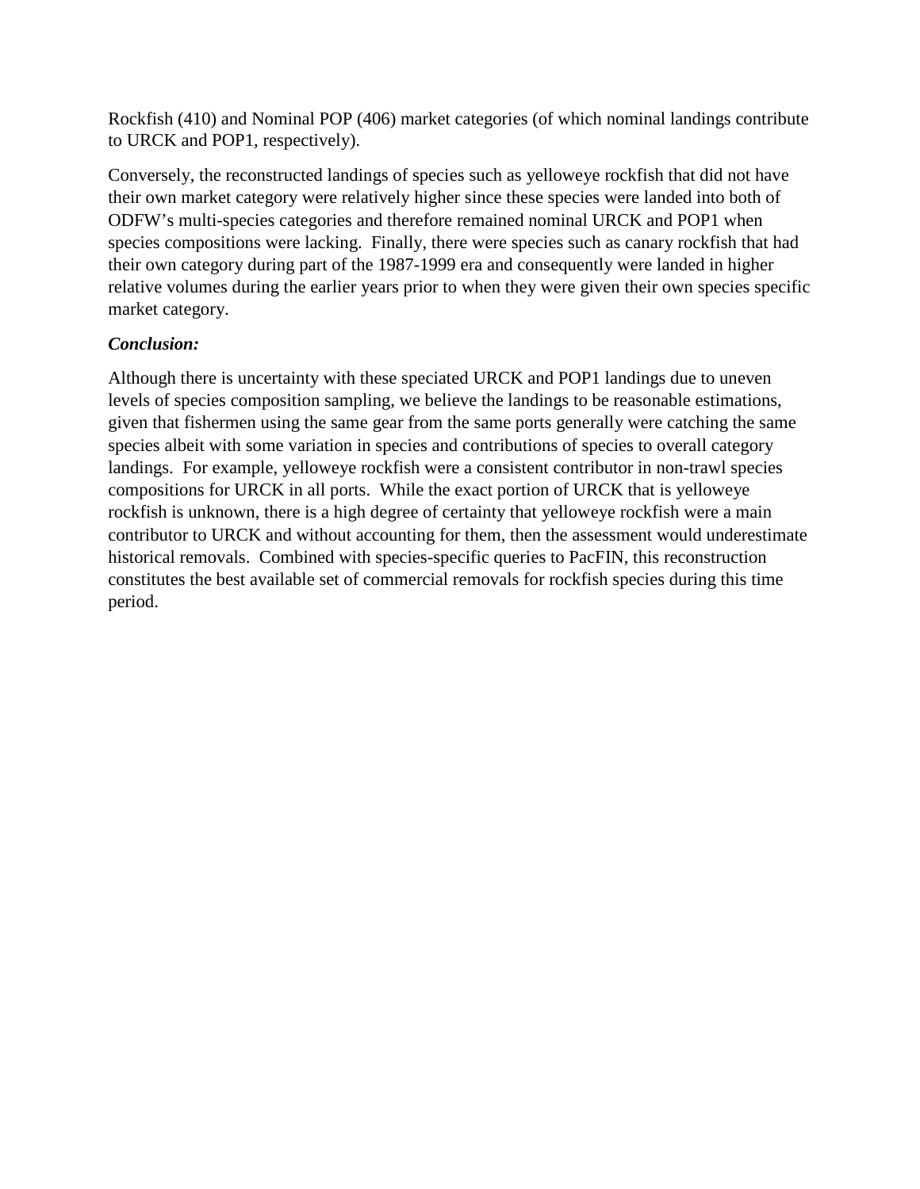Rockfish (410) and Nominal POP (406) market categories (of which nominal landings contribute to URCK and POP1, respectively).

Conversely, the reconstructed landings of species such as yelloweye rockfish that did not have their own market category were relatively higher since these species were landed into both of ODFW's multi-species categories and therefore remained nominal URCK and POP1 when species compositions were lacking. Finally, there were species such as canary rockfish that had their own category during part of the 1987-1999 era and consequently were landed in higher relative volumes during the earlier years prior to when they were given their own species specific market category.

***Conclusion:***

Although there is uncertainty with these speciated URCK and POP1 landings due to uneven levels of species composition sampling, we believe the landings to be reasonable estimations, given that fishermen using the same gear from the same ports generally were catching the same species albeit with some variation in species and contributions of species to overall category landings. For example, yelloweye rockfish were a consistent contributor in non-trawl species compositions for URCK in all ports. While the exact portion of URCK that is yelloweye rockfish is unknown, there is a high degree of certainty that yelloweye rockfish were a main contributor to URCK and without accounting for them, then the assessment would underestimate historical removals. Combined with species-specific queries to PacFIN, this reconstruction constitutes the best available set of commercial removals for rockfish species during this time period.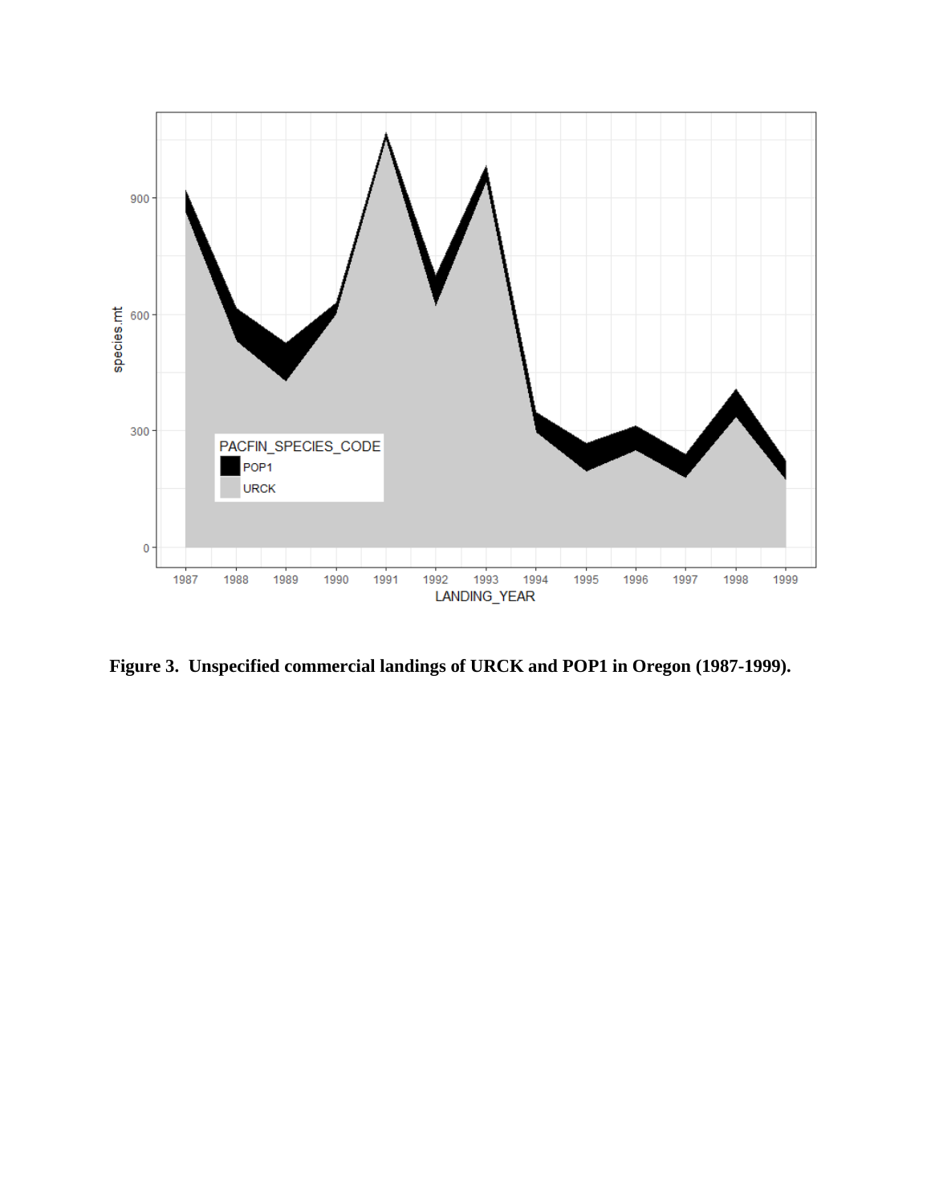**Figure 3. Unspecified commercial landings of URCK and POP1 in Oregon (1987-1999).**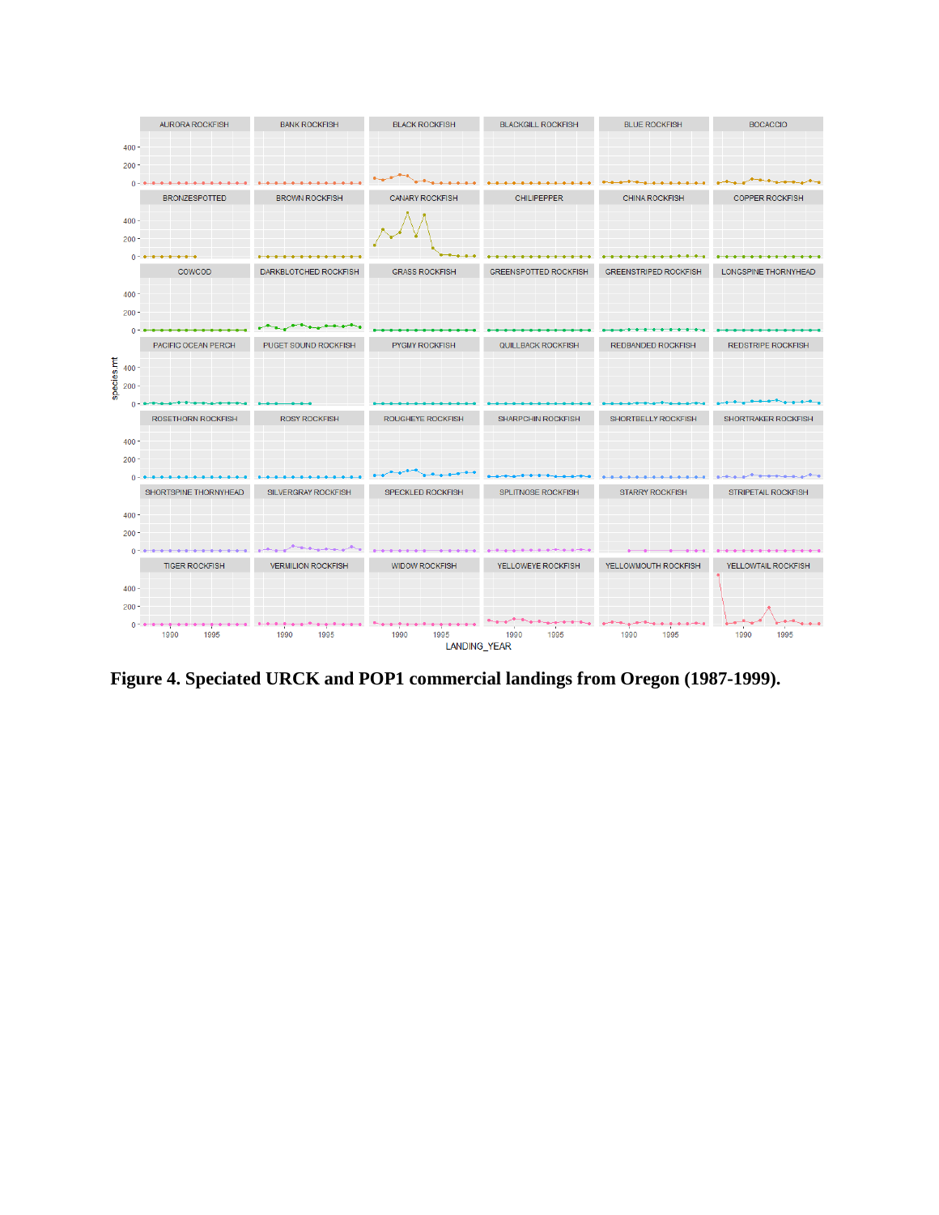**Figure 4. Speciated URCK and POP1 commercial landings from Oregon (1987-1999).**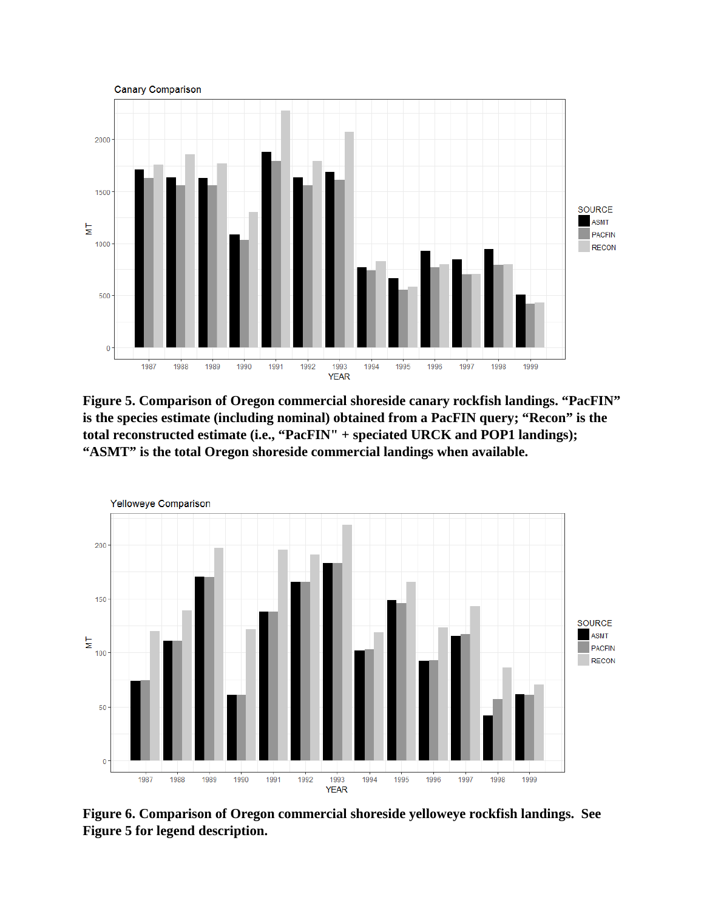**Figure 5. Comparison of Oregon commercial shoreside canary rockfish landings. "PacFIN" is the species estimate (including nominal) obtained from a PacFIN query; "Recon" is the total reconstructed estimate (i.e., "PacFIN" + speciated URCK and POP1 landings); "ASMT" is the total Oregon shoreside commercial landings when available.**

**Figure 6. Comparison of Oregon commercial shoreside yelloweye rockfish landings. See Figure 5 for legend description.**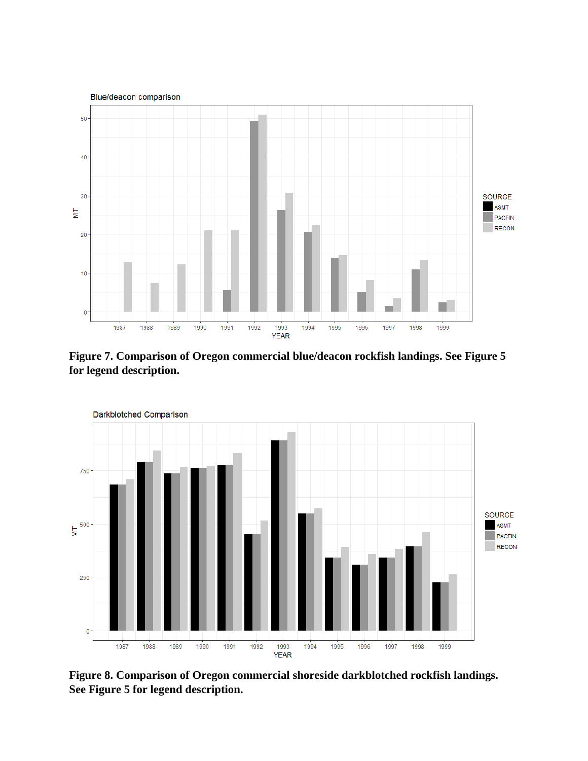**Figure 7. Comparison of Oregon commercial blue/deacon rockfish landings. See Figure 5 for legend description.**

**Figure 8. Comparison of Oregon commercial shoreside darkblotched rockfish landings. See Figure 5 for legend description.**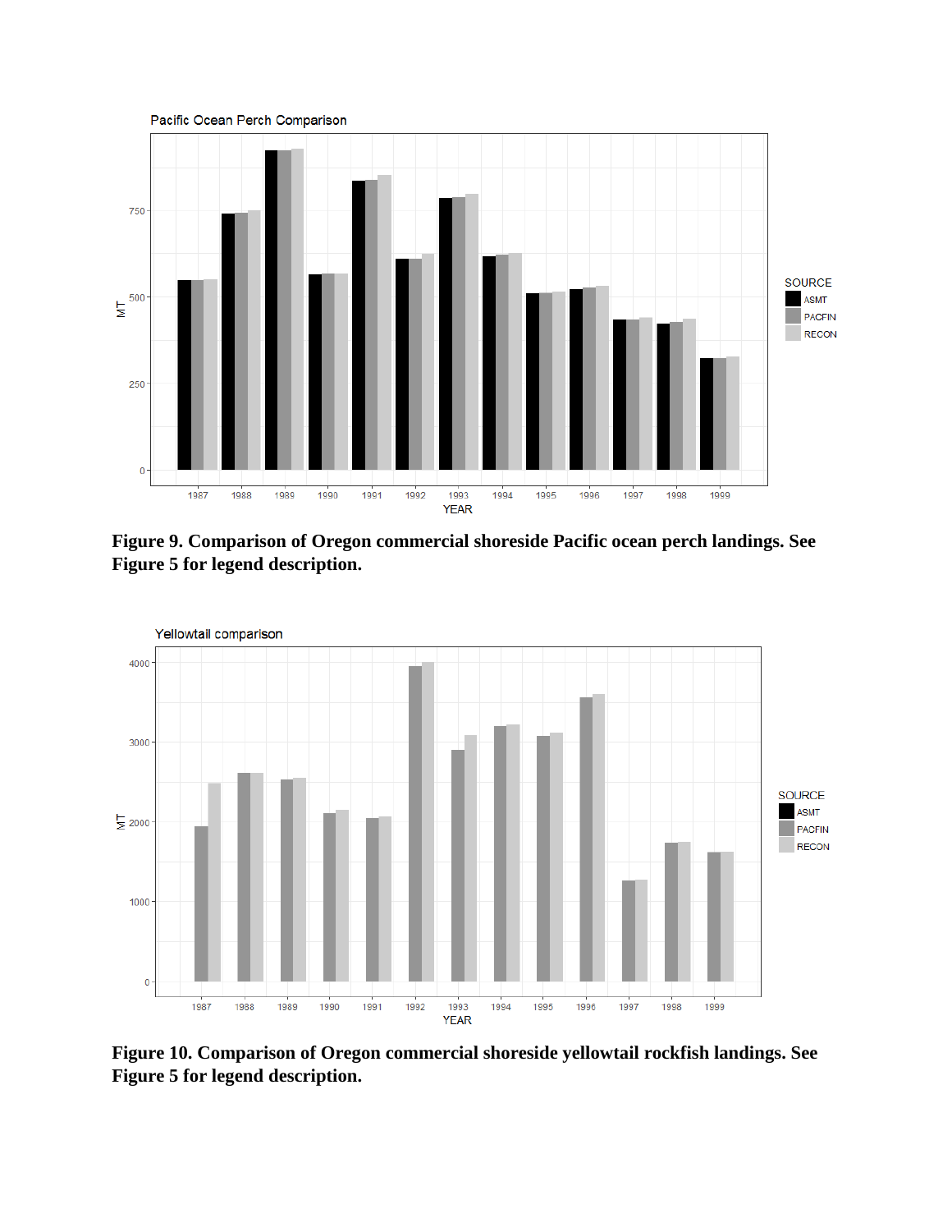Figure 9. Comparison of Oregon commercial shoreside Pacific ocean perch landings. See Figure 5 for legend description.

Figure 10. Comparison of Oregon commercial shoreside yellowtail rockfish landings. See Figure 5 for legend description.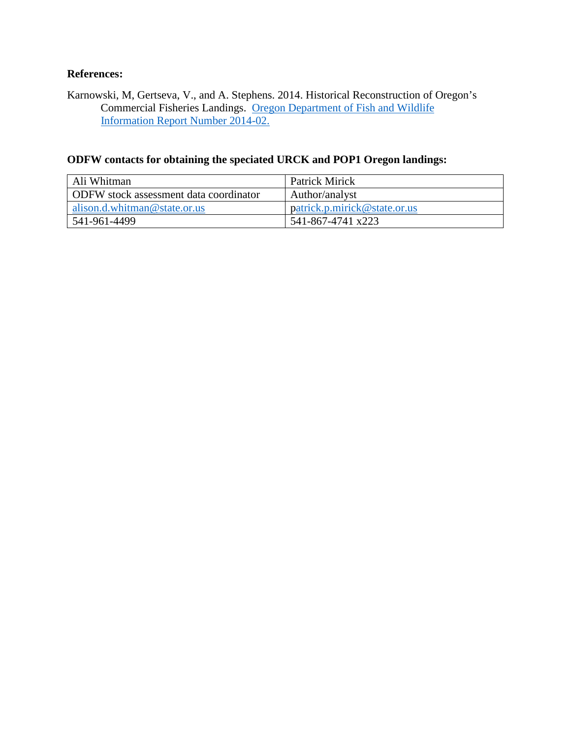**References:**

Karnowski, M, Gertseva, V., and A. Stephens. 2014. Historical Reconstruction of Oregon's Commercial Fisheries Landings. Oregon Department of Fish and Wildlife Information Report Number 2014-02.

**ODFW contacts for obtaining the speciated URCK and POP1 Oregon landings:**

| | |
|---|---|
| Ali Whitman | Patrick Mirick |
| ODFW stock assessment data coordinator | Author/analyst |
| alison.d.whitman@state.or.us | patrick.p.mirick@state.or.us |
| 541-961-4499 | 541-867-4741 x223 |